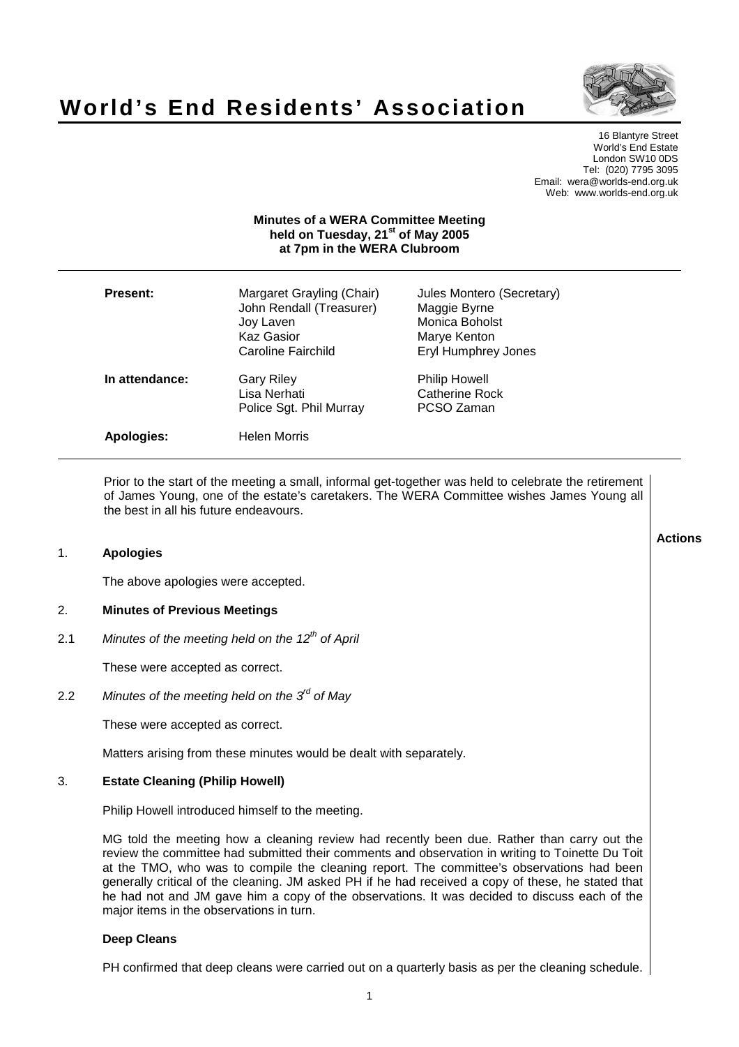# World's End Residents' Association

16 Blantyre Street
World's End Estate
London SW10 0DS
Tel: (020) 7795 3095
Email: wera@worlds-end.org.uk
Web: www.worlds-end.org.uk

**Minutes of a WERA Committee Meeting held on Tuesday, 21st of May 2005 at 7pm in the WERA Clubroom**

| | | |
|---|---|---|
| **Present:** | Margaret Grayling (Chair) | Jules Montero (Secretary) |
| | John Rendall (Treasurer) | Maggie Byrne |
| | Joy Laven | Monica Boholst |
| | Kaz Gasior | Marye Kenton |
| | Caroline Fairchild | Eryl Humphrey Jones |
| **In attendance:** | Gary Riley | Philip Howell |
| | Lisa Nerhati | Catherine Rock |
| | Police Sgt. Phil Murray | PCSO Zaman |
| **Apologies:** | Helen Morris | |

Prior to the start of the meeting a small, informal get-together was held to celebrate the retirement of James Young, one of the estate's caretakers. The WERA Committee wishes James Young all the best in all his future endeavours.

**Actions**

## 1. Apologies

The above apologies were accepted.

## 2. Minutes of Previous Meetings

2.1 *Minutes of the meeting held on the 12th of April*

These were accepted as correct.

2.2 *Minutes of the meeting held on the 3rd of May*

These were accepted as correct.

Matters arising from these minutes would be dealt with separately.

## 3. Estate Cleaning (Philip Howell)

Philip Howell introduced himself to the meeting.

MG told the meeting how a cleaning review had recently been due. Rather than carry out the review the committee had submitted their comments and observation in writing to Toinette Du Toit at the TMO, who was to compile the cleaning report. The committee's observations had been generally critical of the cleaning. JM asked PH if he had received a copy of these, he stated that he had not and JM gave him a copy of the observations. It was decided to discuss each of the major items in the observations in turn.

### Deep Cleans

PH confirmed that deep cleans were carried out on a quarterly basis as per the cleaning schedule.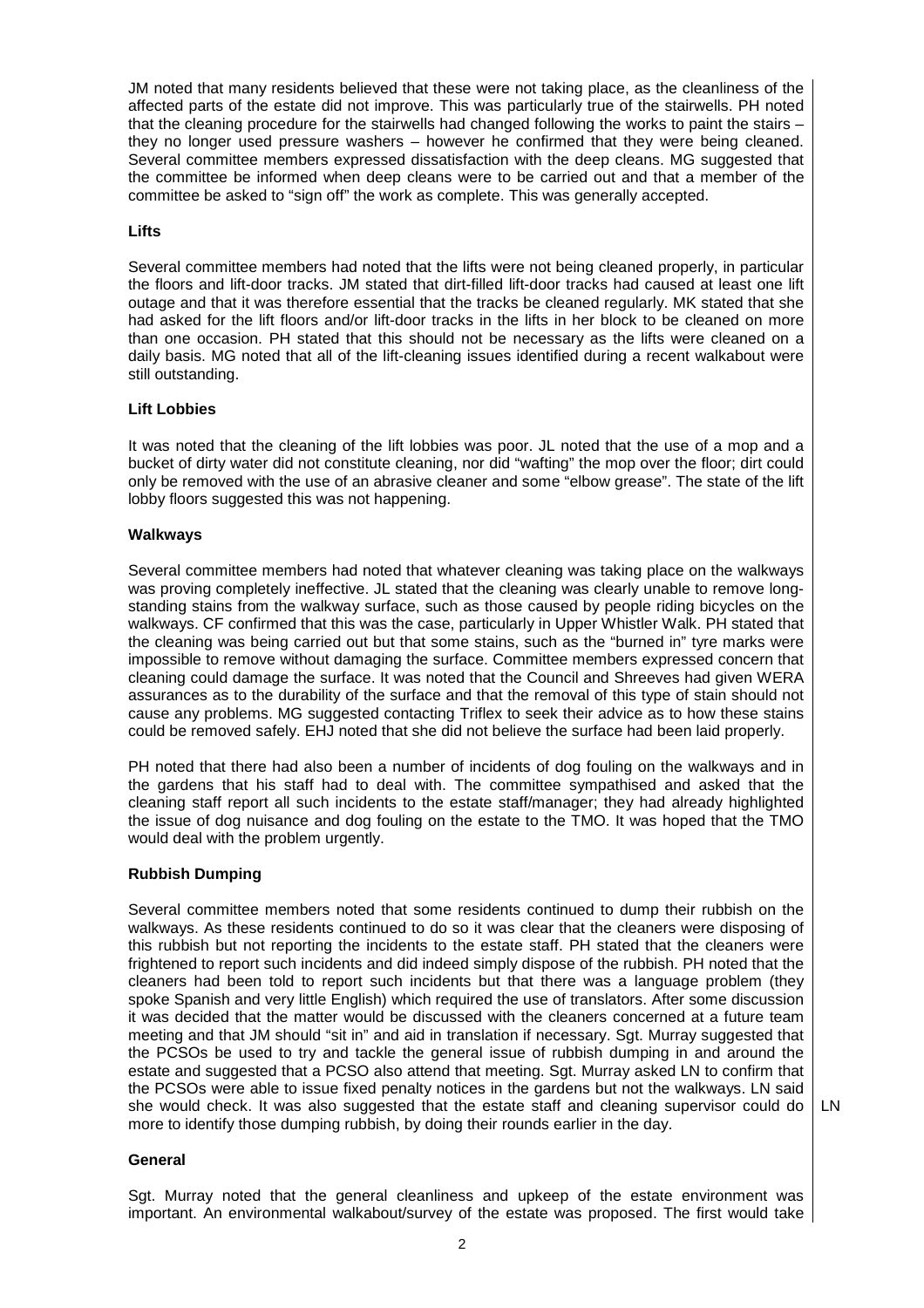JM noted that many residents believed that these were not taking place, as the cleanliness of the affected parts of the estate did not improve. This was particularly true of the stairwells. PH noted that the cleaning procedure for the stairwells had changed following the works to paint the stairs – they no longer used pressure washers – however he confirmed that they were being cleaned. Several committee members expressed dissatisfaction with the deep cleans. MG suggested that the committee be informed when deep cleans were to be carried out and that a member of the committee be asked to "sign off" the work as complete. This was generally accepted.

**Lifts**

Several committee members had noted that the lifts were not being cleaned properly, in particular the floors and lift-door tracks. JM stated that dirt-filled lift-door tracks had caused at least one lift outage and that it was therefore essential that the tracks be cleaned regularly. MK stated that she had asked for the lift floors and/or lift-door tracks in the lifts in her block to be cleaned on more than one occasion. PH stated that this should not be necessary as the lifts were cleaned on a daily basis. MG noted that all of the lift-cleaning issues identified during a recent walkabout were still outstanding.

**Lift Lobbies**

It was noted that the cleaning of the lift lobbies was poor. JL noted that the use of a mop and a bucket of dirty water did not constitute cleaning, nor did "wafting" the mop over the floor; dirt could only be removed with the use of an abrasive cleaner and some "elbow grease". The state of the lift lobby floors suggested this was not happening.

**Walkways**

Several committee members had noted that whatever cleaning was taking place on the walkways was proving completely ineffective. JL stated that the cleaning was clearly unable to remove long-standing stains from the walkway surface, such as those caused by people riding bicycles on the walkways. CF confirmed that this was the case, particularly in Upper Whistler Walk. PH stated that the cleaning was being carried out but that some stains, such as the "burned in" tyre marks were impossible to remove without damaging the surface. Committee members expressed concern that cleaning could damage the surface. It was noted that the Council and Shreeves had given WERA assurances as to the durability of the surface and that the removal of this type of stain should not cause any problems. MG suggested contacting Triflex to seek their advice as to how these stains could be removed safely. EHJ noted that she did not believe the surface had been laid properly.

PH noted that there had also been a number of incidents of dog fouling on the walkways and in the gardens that his staff had to deal with. The committee sympathised and asked that the cleaning staff report all such incidents to the estate staff/manager; they had already highlighted the issue of dog nuisance and dog fouling on the estate to the TMO. It was hoped that the TMO would deal with the problem urgently.

**Rubbish Dumping**

Several committee members noted that some residents continued to dump their rubbish on the walkways. As these residents continued to do so it was clear that the cleaners were disposing of this rubbish but not reporting the incidents to the estate staff. PH stated that the cleaners were frightened to report such incidents and did indeed simply dispose of the rubbish. PH noted that the cleaners had been told to report such incidents but that there was a language problem (they spoke Spanish and very little English) which required the use of translators. After some discussion it was decided that the matter would be discussed with the cleaners concerned at a future team meeting and that JM should "sit in" and aid in translation if necessary. Sgt. Murray suggested that the PCSOs be used to try and tackle the general issue of rubbish dumping in and around the estate and suggested that a PCSO also attend that meeting. Sgt. Murray asked LN to confirm that the PCSOs were able to issue fixed penalty notices in the gardens but not the walkways. LN said she would check. It was also suggested that the estate staff and cleaning supervisor could do more to identify those dumping rubbish, by doing their rounds earlier in the day. **LN**

**General**

Sgt. Murray noted that the general cleanliness and upkeep of the estate environment was important. An environmental walkabout/survey of the estate was proposed. The first would take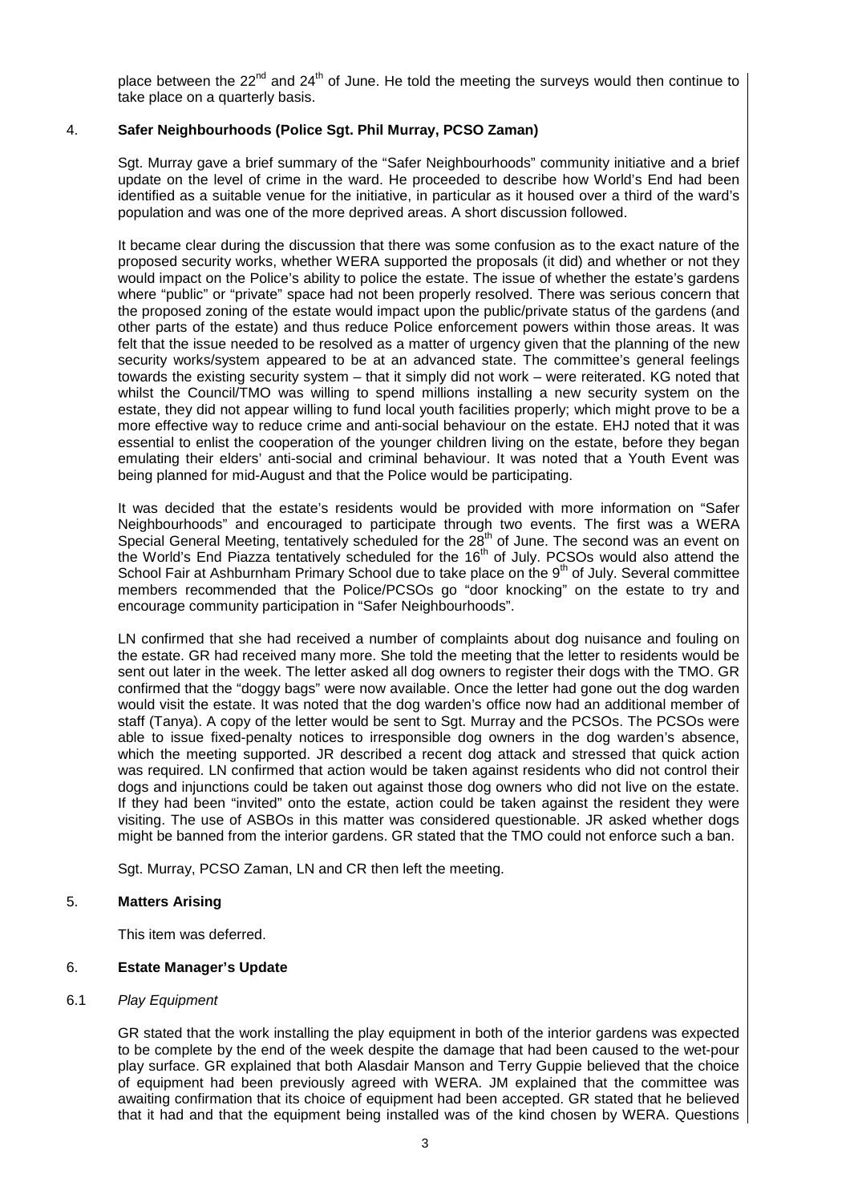place between the 22nd and 24th of June. He told the meeting the surveys would then continue to take place on a quarterly basis.

4. **Safer Neighbourhoods (Police Sgt. Phil Murray, PCSO Zaman)**

Sgt. Murray gave a brief summary of the "Safer Neighbourhoods" community initiative and a brief update on the level of crime in the ward. He proceeded to describe how World's End had been identified as a suitable venue for the initiative, in particular as it housed over a third of the ward's population and was one of the more deprived areas. A short discussion followed.

It became clear during the discussion that there was some confusion as to the exact nature of the proposed security works, whether WERA supported the proposals (it did) and whether or not they would impact on the Police's ability to police the estate. The issue of whether the estate's gardens where "public" or "private" space had not been properly resolved. There was serious concern that the proposed zoning of the estate would impact upon the public/private status of the gardens (and other parts of the estate) and thus reduce Police enforcement powers within those areas. It was felt that the issue needed to be resolved as a matter of urgency given that the planning of the new security works/system appeared to be at an advanced state. The committee's general feelings towards the existing security system – that it simply did not work – were reiterated. KG noted that whilst the Council/TMO was willing to spend millions installing a new security system on the estate, they did not appear willing to fund local youth facilities properly; which might prove to be a more effective way to reduce crime and anti-social behaviour on the estate. EHJ noted that it was essential to enlist the cooperation of the younger children living on the estate, before they began emulating their elders' anti-social and criminal behaviour. It was noted that a Youth Event was being planned for mid-August and that the Police would be participating.

It was decided that the estate's residents would be provided with more information on "Safer Neighbourhoods" and encouraged to participate through two events. The first was a WERA Special General Meeting, tentatively scheduled for the 28th of June. The second was an event on the World's End Piazza tentatively scheduled for the 16th of July. PCSOs would also attend the School Fair at Ashburnham Primary School due to take place on the 9th of July. Several committee members recommended that the Police/PCSOs go "door knocking" on the estate to try and encourage community participation in "Safer Neighbourhoods".

LN confirmed that she had received a number of complaints about dog nuisance and fouling on the estate. GR had received many more. She told the meeting that the letter to residents would be sent out later in the week. The letter asked all dog owners to register their dogs with the TMO. GR confirmed that the "doggy bags" were now available. Once the letter had gone out the dog warden would visit the estate. It was noted that the dog warden's office now had an additional member of staff (Tanya). A copy of the letter would be sent to Sgt. Murray and the PCSOs. The PCSOs were able to issue fixed-penalty notices to irresponsible dog owners in the dog warden's absence, which the meeting supported. JR described a recent dog attack and stressed that quick action was required. LN confirmed that action would be taken against residents who did not control their dogs and injunctions could be taken out against those dog owners who did not live on the estate. If they had been "invited" onto the estate, action could be taken against the resident they were visiting. The use of ASBOs in this matter was considered questionable. JR asked whether dogs might be banned from the interior gardens. GR stated that the TMO could not enforce such a ban.

Sgt. Murray, PCSO Zaman, LN and CR then left the meeting.

5. **Matters Arising**

This item was deferred.

6. **Estate Manager's Update**

6.1 *Play Equipment*

GR stated that the work installing the play equipment in both of the interior gardens was expected to be complete by the end of the week despite the damage that had been caused to the wet-pour play surface. GR explained that both Alasdair Manson and Terry Guppie believed that the choice of equipment had been previously agreed with WERA. JM explained that the committee was awaiting confirmation that its choice of equipment had been accepted. GR stated that he believed that it had and that the equipment being installed was of the kind chosen by WERA. Questions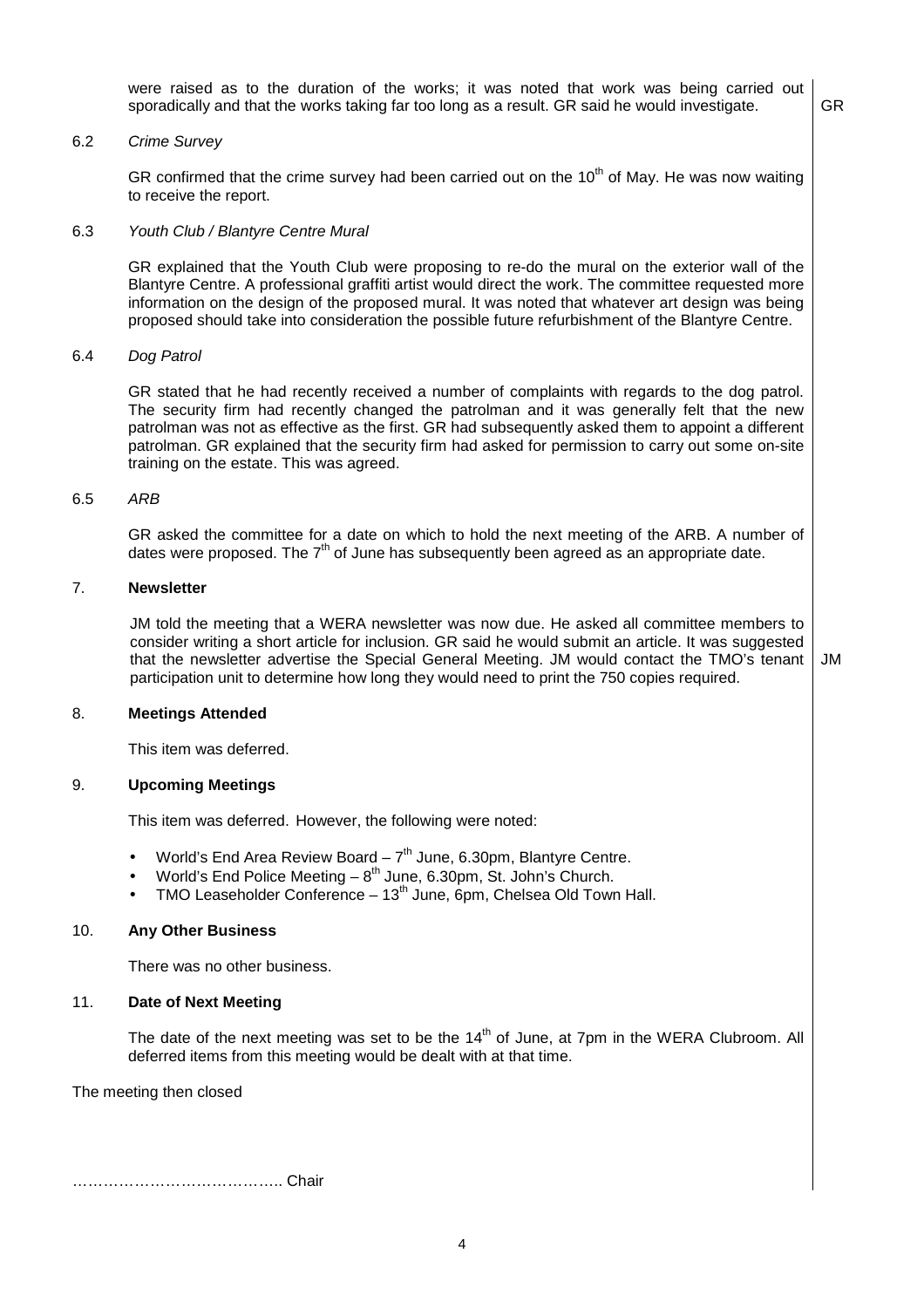were raised as to the duration of the works; it was noted that work was being carried out sporadically and that the works taking far too long as a result. GR said he would investigate. **GR**

6.2 *Crime Survey*

GR confirmed that the crime survey had been carried out on the 10th of May. He was now waiting to receive the report.

6.3 *Youth Club / Blantyre Centre Mural*

GR explained that the Youth Club were proposing to re-do the mural on the exterior wall of the Blantyre Centre. A professional graffiti artist would direct the work. The committee requested more information on the design of the proposed mural. It was noted that whatever art design was being proposed should take into consideration the possible future refurbishment of the Blantyre Centre.

6.4 *Dog Patrol*

GR stated that he had recently received a number of complaints with regards to the dog patrol. The security firm had recently changed the patrolman and it was generally felt that the new patrolman was not as effective as the first. GR had subsequently asked them to appoint a different patrolman. GR explained that the security firm had asked for permission to carry out some on-site training on the estate. This was agreed.

6.5 *ARB*

GR asked the committee for a date on which to hold the next meeting of the ARB. A number of dates were proposed. The 7th of June has subsequently been agreed as an appropriate date.

## 7. Newsletter

JM told the meeting that a WERA newsletter was now due. He asked all committee members to consider writing a short article for inclusion. GR said he would submit an article. It was suggested that the newsletter advertise the Special General Meeting. JM would contact the TMO's tenant participation unit to determine how long they would need to print the 750 copies required. **JM**

## 8. Meetings Attended

This item was deferred.

## 9. Upcoming Meetings

This item was deferred. However, the following were noted:

- World's End Area Review Board – 7th June, 6.30pm, Blantyre Centre.
- World's End Police Meeting – 8th June, 6.30pm, St. John's Church.
- TMO Leaseholder Conference – 13th June, 6pm, Chelsea Old Town Hall.

## 10. Any Other Business

There was no other business.

## 11. Date of Next Meeting

The date of the next meeting was set to be the 14th of June, at 7pm in the WERA Clubroom. All deferred items from this meeting would be dealt with at that time.

The meeting then closed

………………………………….. Chair